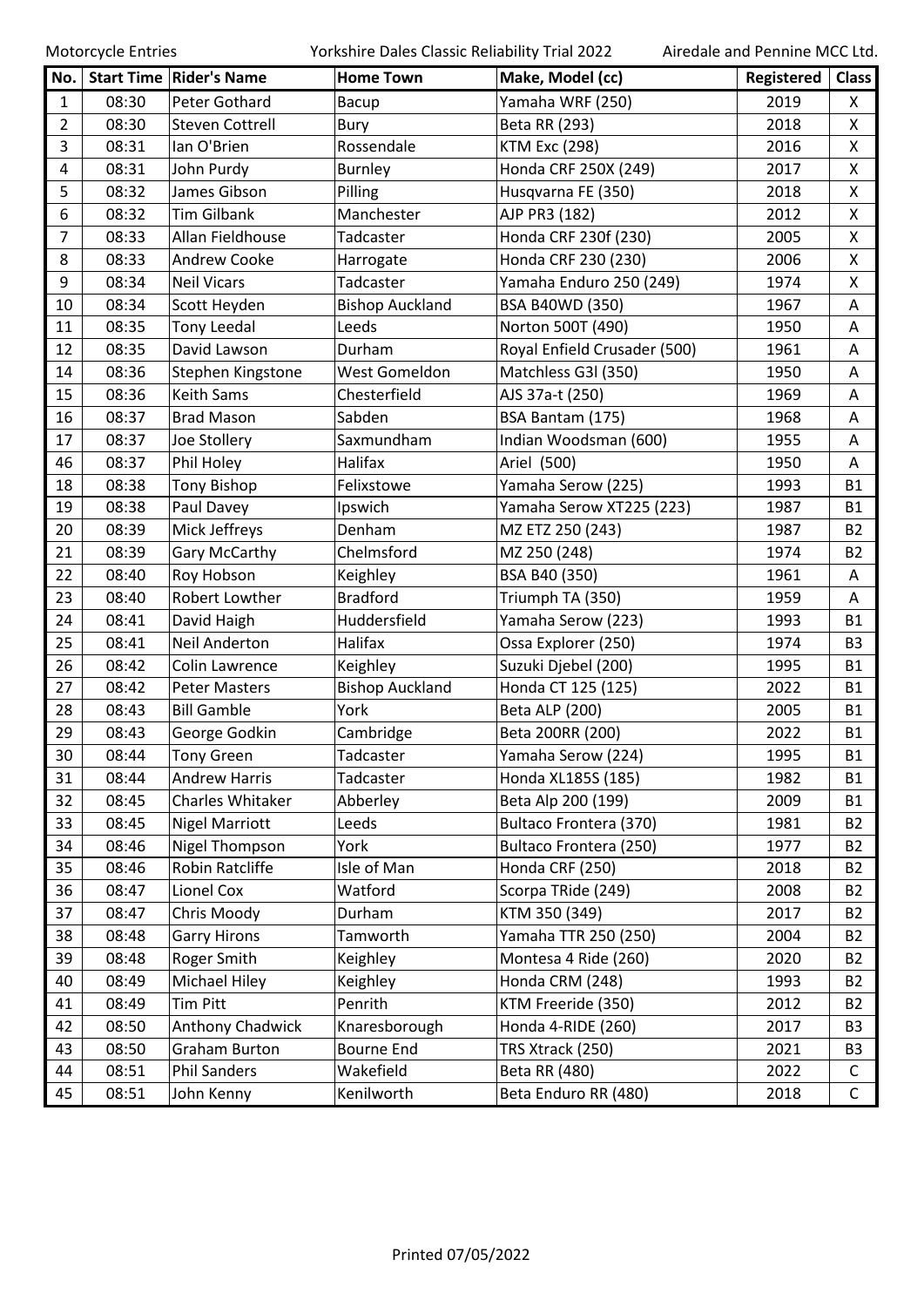Motorcycle Entries | Yorkshire Dales Classic Reliability Trial 2022 | Airedale and Pennine MCC Ltd.

| No. | Start Time | Rider's Name | Home Town | Make, Model (cc) | Registered | Class |
|---|---|---|---|---|---|---|
| 1 | 08:30 | Peter Gothard | Bacup | Yamaha WRF (250) | 2019 | X |
| 2 | 08:30 | Steven Cottrell | Bury | Beta RR (293) | 2018 | X |
| 3 | 08:31 | Ian O'Brien | Rossendale | KTM Exc (298) | 2016 | X |
| 4 | 08:31 | John Purdy | Burnley | Honda CRF 250X (249) | 2017 | X |
| 5 | 08:32 | James Gibson | Pilling | Husqvarna FE (350) | 2018 | X |
| 6 | 08:32 | Tim Gilbank | Manchester | AJP PR3 (182) | 2012 | X |
| 7 | 08:33 | Allan Fieldhouse | Tadcaster | Honda CRF 230f (230) | 2005 | X |
| 8 | 08:33 | Andrew Cooke | Harrogate | Honda CRF 230 (230) | 2006 | X |
| 9 | 08:34 | Neil Vicars | Tadcaster | Yamaha Enduro 250 (249) | 1974 | X |
| 10 | 08:34 | Scott Heyden | Bishop Auckland | BSA B40WD (350) | 1967 | A |
| 11 | 08:35 | Tony Leedal | Leeds | Norton 500T (490) | 1950 | A |
| 12 | 08:35 | David Lawson | Durham | Royal Enfield Crusader (500) | 1961 | A |
| 14 | 08:36 | Stephen Kingstone | West Gomeldon | Matchless G3l (350) | 1950 | A |
| 15 | 08:36 | Keith Sams | Chesterfield | AJS 37a-t (250) | 1969 | A |
| 16 | 08:37 | Brad Mason | Sabden | BSA Bantam (175) | 1968 | A |
| 17 | 08:37 | Joe Stollery | Saxmundham | Indian Woodsman (600) | 1955 | A |
| 46 | 08:37 | Phil Holey | Halifax | Ariel (500) | 1950 | A |
| 18 | 08:38 | Tony Bishop | Felixstowe | Yamaha Serow (225) | 1993 | B1 |
| 19 | 08:38 | Paul Davey | Ipswich | Yamaha Serow XT225 (223) | 1987 | B1 |
| 20 | 08:39 | Mick Jeffreys | Denham | MZ ETZ 250 (243) | 1987 | B2 |
| 21 | 08:39 | Gary McCarthy | Chelmsford | MZ 250 (248) | 1974 | B2 |
| 22 | 08:40 | Roy Hobson | Keighley | BSA B40 (350) | 1961 | A |
| 23 | 08:40 | Robert Lowther | Bradford | Triumph TA (350) | 1959 | A |
| 24 | 08:41 | David Haigh | Huddersfield | Yamaha Serow (223) | 1993 | B1 |
| 25 | 08:41 | Neil Anderton | Halifax | Ossa Explorer (250) | 1974 | B3 |
| 26 | 08:42 | Colin Lawrence | Keighley | Suzuki Djebel (200) | 1995 | B1 |
| 27 | 08:42 | Peter Masters | Bishop Auckland | Honda CT 125 (125) | 2022 | B1 |
| 28 | 08:43 | Bill Gamble | York | Beta ALP (200) | 2005 | B1 |
| 29 | 08:43 | George Godkin | Cambridge | Beta 200RR (200) | 2022 | B1 |
| 30 | 08:44 | Tony Green | Tadcaster | Yamaha Serow (224) | 1995 | B1 |
| 31 | 08:44 | Andrew Harris | Tadcaster | Honda XL185S (185) | 1982 | B1 |
| 32 | 08:45 | Charles Whitaker | Abberley | Beta Alp 200 (199) | 2009 | B1 |
| 33 | 08:45 | Nigel Marriott | Leeds | Bultaco Frontera (370) | 1981 | B2 |
| 34 | 08:46 | Nigel Thompson | York | Bultaco Frontera (250) | 1977 | B2 |
| 35 | 08:46 | Robin Ratcliffe | Isle of Man | Honda CRF (250) | 2018 | B2 |
| 36 | 08:47 | Lionel Cox | Watford | Scorpa TRide (249) | 2008 | B2 |
| 37 | 08:47 | Chris Moody | Durham | KTM 350 (349) | 2017 | B2 |
| 38 | 08:48 | Garry Hirons | Tamworth | Yamaha TTR 250 (250) | 2004 | B2 |
| 39 | 08:48 | Roger Smith | Keighley | Montesa 4 Ride (260) | 2020 | B2 |
| 40 | 08:49 | Michael Hiley | Keighley | Honda CRM (248) | 1993 | B2 |
| 41 | 08:49 | Tim Pitt | Penrith | KTM Freeride (350) | 2012 | B2 |
| 42 | 08:50 | Anthony Chadwick | Knaresborough | Honda 4-RIDE (260) | 2017 | B3 |
| 43 | 08:50 | Graham Burton | Bourne End | TRS Xtrack (250) | 2021 | B3 |
| 44 | 08:51 | Phil Sanders | Wakefield | Beta RR (480) | 2022 | C |
| 45 | 08:51 | John Kenny | Kenilworth | Beta Enduro RR (480) | 2018 | C |

Printed 07/05/2022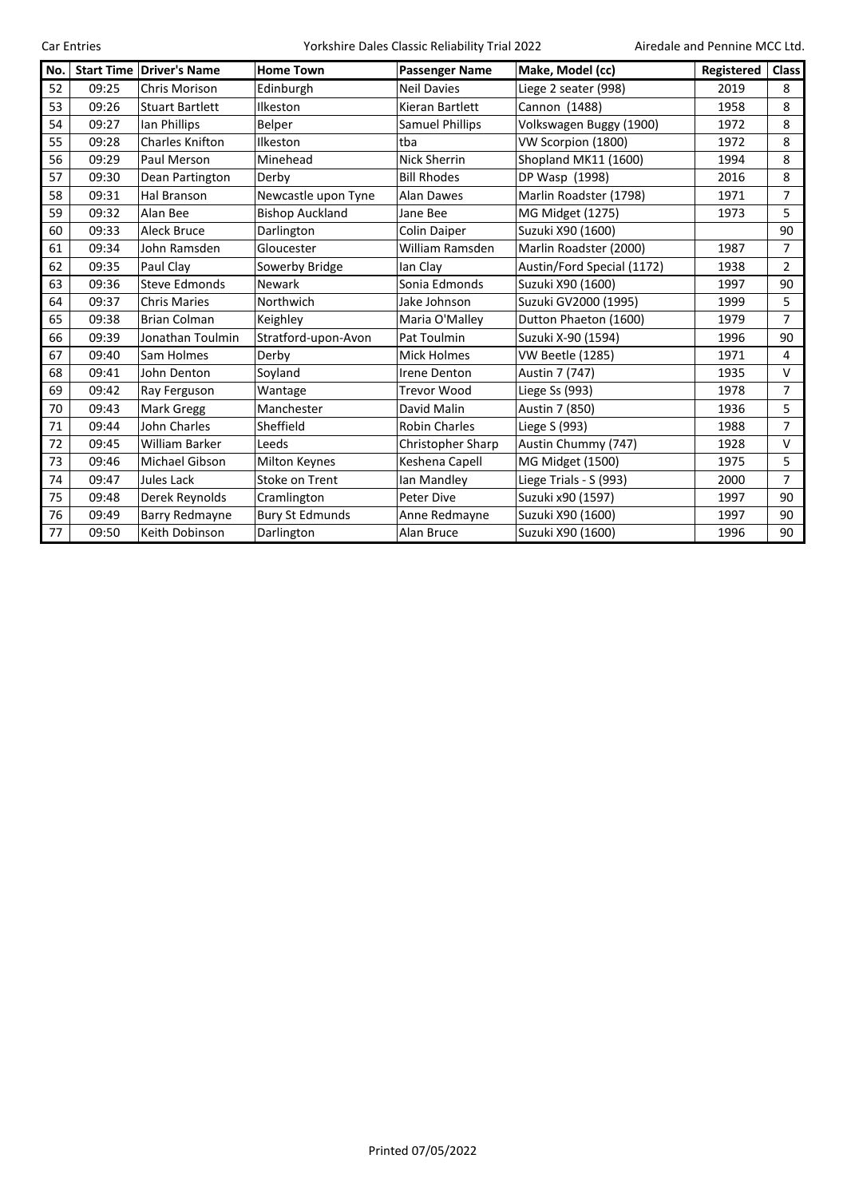| No. | Start Time | Driver's Name | Home Town | Passenger Name | Make, Model (cc) | Registered | Class |
|---|---|---|---|---|---|---|---|
| 52 | 09:25 | Chris Morison | Edinburgh | Neil Davies | Liege 2 seater (998) | 2019 | 8 |
| 53 | 09:26 | Stuart Bartlett | Ilkeston | Kieran Bartlett | Cannon (1488) | 1958 | 8 |
| 54 | 09:27 | Ian Phillips | Belper | Samuel Phillips | Volkswagen Buggy (1900) | 1972 | 8 |
| 55 | 09:28 | Charles Knifton | Ilkeston | tba | VW Scorpion (1800) | 1972 | 8 |
| 56 | 09:29 | Paul Merson | Minehead | Nick Sherrin | Shopland MK11 (1600) | 1994 | 8 |
| 57 | 09:30 | Dean Partington | Derby | Bill Rhodes | DP Wasp (1998) | 2016 | 8 |
| 58 | 09:31 | Hal Branson | Newcastle upon Tyne | Alan Dawes | Marlin Roadster (1798) | 1971 | 7 |
| 59 | 09:32 | Alan Bee | Bishop Auckland | Jane Bee | MG Midget (1275) | 1973 | 5 |
| 60 | 09:33 | Aleck Bruce | Darlington | Colin Daiper | Suzuki X90 (1600) | | 90 |
| 61 | 09:34 | John Ramsden | Gloucester | William Ramsden | Marlin Roadster (2000) | 1987 | 7 |
| 62 | 09:35 | Paul Clay | Sowerby Bridge | Ian Clay | Austin/Ford Special (1172) | 1938 | 2 |
| 63 | 09:36 | Steve Edmonds | Newark | Sonia Edmonds | Suzuki X90 (1600) | 1997 | 90 |
| 64 | 09:37 | Chris Maries | Northwich | Jake Johnson | Suzuki GV2000 (1995) | 1999 | 5 |
| 65 | 09:38 | Brian Colman | Keighley | Maria O'Malley | Dutton Phaeton (1600) | 1979 | 7 |
| 66 | 09:39 | Jonathan Toulmin | Stratford-upon-Avon | Pat Toulmin | Suzuki X-90 (1594) | 1996 | 90 |
| 67 | 09:40 | Sam Holmes | Derby | Mick Holmes | VW Beetle (1285) | 1971 | 4 |
| 68 | 09:41 | John Denton | Soyland | Irene Denton | Austin 7 (747) | 1935 | V |
| 69 | 09:42 | Ray Ferguson | Wantage | Trevor Wood | Liege Ss (993) | 1978 | 7 |
| 70 | 09:43 | Mark Gregg | Manchester | David Malin | Austin 7 (850) | 1936 | 5 |
| 71 | 09:44 | John Charles | Sheffield | Robin Charles | Liege S (993) | 1988 | 7 |
| 72 | 09:45 | William Barker | Leeds | Christopher Sharp | Austin Chummy (747) | 1928 | V |
| 73 | 09:46 | Michael Gibson | Milton Keynes | Keshena Capell | MG Midget (1500) | 1975 | 5 |
| 74 | 09:47 | Jules Lack | Stoke on Trent | Ian Mandley | Liege Trials - S (993) | 2000 | 7 |
| 75 | 09:48 | Derek Reynolds | Cramlington | Peter Dive | Suzuki x90 (1597) | 1997 | 90 |
| 76 | 09:49 | Barry Redmayne | Bury St Edmunds | Anne Redmayne | Suzuki X90 (1600) | 1997 | 90 |
| 77 | 09:50 | Keith Dobinson | Darlington | Alan Bruce | Suzuki X90 (1600) | 1996 | 90 |

Printed 07/05/2022